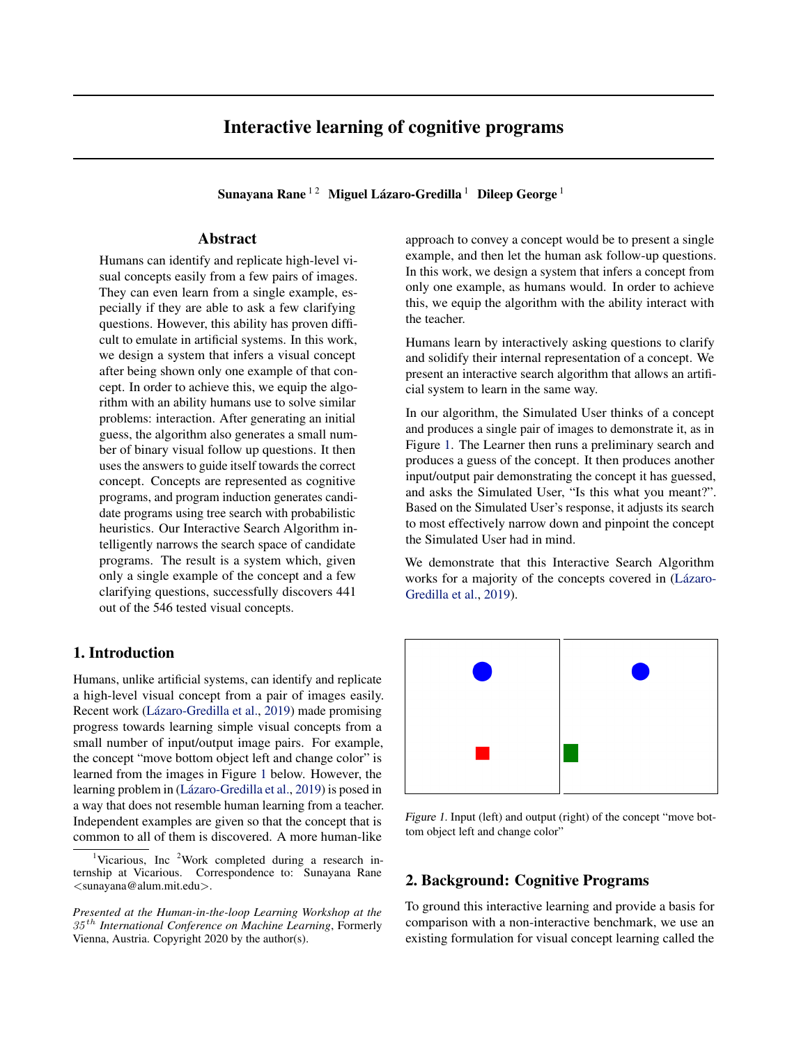# Interactive learning of cognitive programs

**Sunayana Rane** [1 2] **Miguel Lázaro-Gredilla** [1] **Dileep George** [1]

## Abstract

Humans can identify and replicate high-level visual concepts easily from a few pairs of images. They can even learn from a single example, especially if they are able to ask a few clarifying questions. However, this ability has proven difficult to emulate in artificial systems. In this work, we design a system that infers a visual concept after being shown only one example of that concept. In order to achieve this, we equip the algorithm with an ability humans use to solve similar problems: interaction. After generating an initial guess, the algorithm also generates a small number of binary visual follow up questions. It then uses the answers to guide itself towards the correct concept. Concepts are represented as cognitive programs, and program induction generates candidate programs using tree search with probabilistic heuristics. Our Interactive Search Algorithm intelligently narrows the search space of candidate programs. The result is a system which, given only a single example of the concept and a few clarifying questions, successfully discovers 441 out of the 546 tested visual concepts.

## 1. Introduction

Humans, unlike artificial systems, can identify and replicate a high-level visual concept from a pair of images easily. Recent work (Lázaro-Gredilla et al., 2019) made promising progress towards learning simple visual concepts from a small number of input/output image pairs. For example, the concept "move bottom object left and change color" is learned from the images in Figure 1 below. However, the learning problem in (Lázaro-Gredilla et al., 2019) is posed in a way that does not resemble human learning from a teacher. Independent examples are given so that the concept that is common to all of them is discovered. A more human-like approach to convey a concept would be to present a single example, and then let the human ask follow-up questions. In this work, we design a system that infers a concept from only one example, as humans would. In order to achieve this, we equip the algorithm with the ability interact with the teacher.

Humans learn by interactively asking questions to clarify and solidify their internal representation of a concept. We present an interactive search algorithm that allows an artificial system to learn in the same way.

In our algorithm, the Simulated User thinks of a concept and produces a single pair of images to demonstrate it, as in Figure 1. The Learner then runs a preliminary search and produces a guess of the concept. It then produces another input/output pair demonstrating the concept it has guessed, and asks the Simulated User, "Is this what you meant?". Based on the Simulated User's response, it adjusts its search to most effectively narrow down and pinpoint the concept the Simulated User had in mind.

We demonstrate that this Interactive Search Algorithm works for a majority of the concepts covered in (Lázaro-Gredilla et al., 2019).

*Figure 1.* Input (left) and output (right) of the concept "move bottom object left and change color"

## 2. Background: Cognitive Programs

To ground this interactive learning and provide a basis for comparison with a non-interactive benchmark, we use an existing formulation for visual concept learning called the

---

[1]Vicarious, Inc [2]Work completed during a research internship at Vicarious. Correspondence to: Sunayana Rane <sunayana@alum.mit.edu>.

*Presented at the Human-in-the-loop Learning Workshop at the* $35^{th}$ *International Conference on Machine Learning*, Formerly Vienna, Austria. Copyright 2020 by the author(s).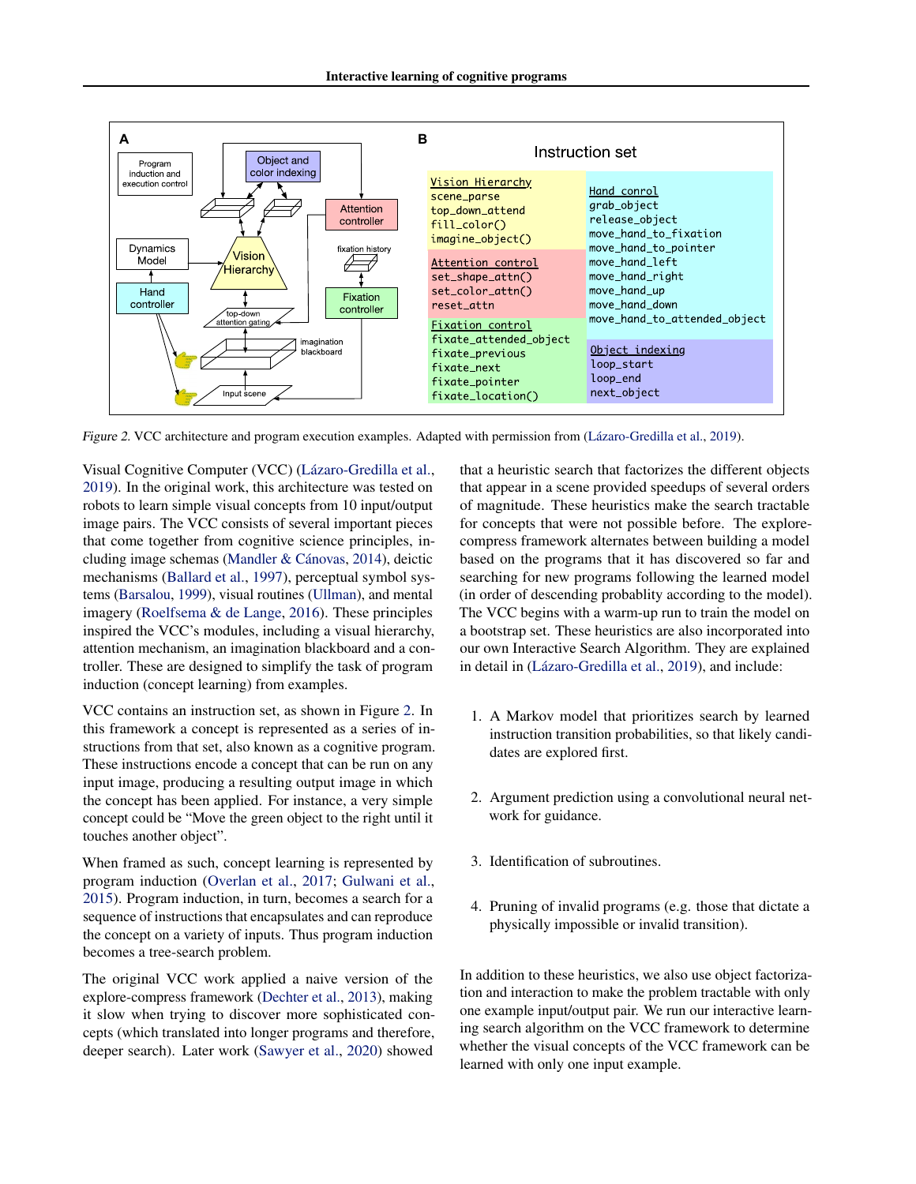Figure 2. VCC architecture and program execution examples. Adapted with permission from (Lázaro-Gredilla et al., 2019).

Visual Cognitive Computer (VCC) (Lázaro-Gredilla et al., 2019). In the original work, this architecture was tested on robots to learn simple visual concepts from 10 input/output image pairs. The VCC consists of several important pieces that come together from cognitive science principles, including image schemas (Mandler & Cánovas, 2014), deictic mechanisms (Ballard et al., 1997), perceptual symbol systems (Barsalou, 1999), visual routines (Ullman), and mental imagery (Roelfsema & de Lange, 2016). These principles inspired the VCC's modules, including a visual hierarchy, attention mechanism, an imagination blackboard and a controller. These are designed to simplify the task of program induction (concept learning) from examples.

VCC contains an instruction set, as shown in Figure 2. In this framework a concept is represented as a series of instructions from that set, also known as a cognitive program. These instructions encode a concept that can be run on any input image, producing a resulting output image in which the concept has been applied. For instance, a very simple concept could be "Move the green object to the right until it touches another object".

When framed as such, concept learning is represented by program induction (Overlan et al., 2017; Gulwani et al., 2015). Program induction, in turn, becomes a search for a sequence of instructions that encapsulates and can reproduce the concept on a variety of inputs. Thus program induction becomes a tree-search problem.

The original VCC work applied a naive version of the explore-compress framework (Dechter et al., 2013), making it slow when trying to discover more sophisticated concepts (which translated into longer programs and therefore, deeper search). Later work (Sawyer et al., 2020) showed that a heuristic search that factorizes the different objects that appear in a scene provided speedups of several orders of magnitude. These heuristics make the search tractable for concepts that were not possible before. The explore-compress framework alternates between building a model based on the programs that it has discovered so far and searching for new programs following the learned model (in order of descending probablity according to the model). The VCC begins with a warm-up run to train the model on a bootstrap set. These heuristics are also incorporated into our own Interactive Search Algorithm. They are explained in detail in (Lázaro-Gredilla et al., 2019), and include:

1. A Markov model that prioritizes search by learned instruction transition probabilities, so that likely candidates are explored first.
2. Argument prediction using a convolutional neural network for guidance.
3. Identification of subroutines.
4. Pruning of invalid programs (e.g. those that dictate a physically impossible or invalid transition).

In addition to these heuristics, we also use object factorization and interaction to make the problem tractable with only one example input/output pair. We run our interactive learning search algorithm on the VCC framework to determine whether the visual concepts of the VCC framework can be learned with only one input example.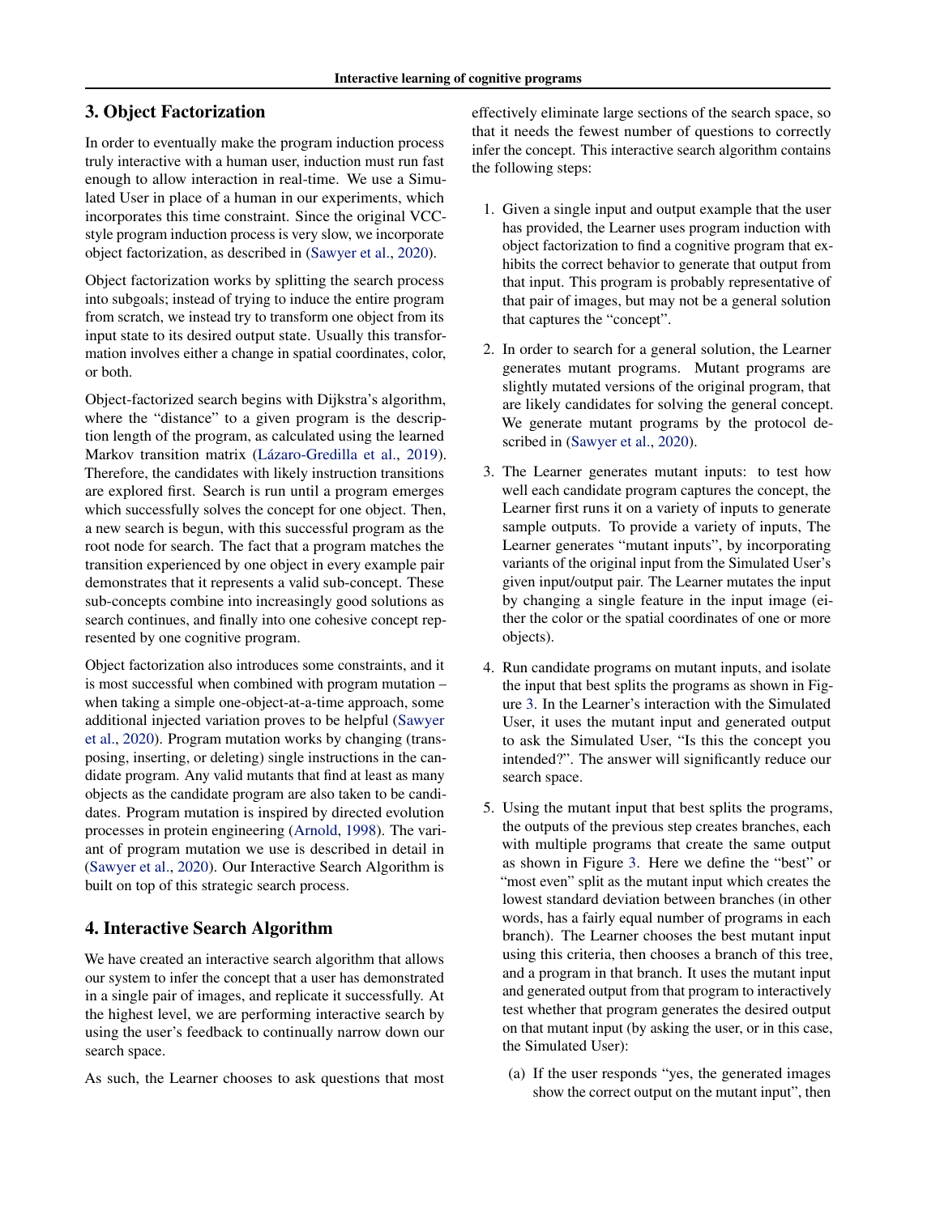## 3. Object Factorization

In order to eventually make the program induction process truly interactive with a human user, induction must run fast enough to allow interaction in real-time. We use a Simulated User in place of a human in our experiments, which incorporates this time constraint. Since the original VCC-style program induction process is very slow, we incorporate object factorization, as described in (Sawyer et al., 2020).

Object factorization works by splitting the search process into subgoals; instead of trying to induce the entire program from scratch, we instead try to transform one object from its input state to its desired output state. Usually this transformation involves either a change in spatial coordinates, color, or both.

Object-factorized search begins with Dijkstra's algorithm, where the "distance" to a given program is the description length of the program, as calculated using the learned Markov transition matrix (Lázaro-Gredilla et al., 2019). Therefore, the candidates with likely instruction transitions are explored first. Search is run until a program emerges which successfully solves the concept for one object. Then, a new search is begun, with this successful program as the root node for search. The fact that a program matches the transition experienced by one object in every example pair demonstrates that it represents a valid sub-concept. These sub-concepts combine into increasingly good solutions as search continues, and finally into one cohesive concept represented by one cognitive program.

Object factorization also introduces some constraints, and it is most successful when combined with program mutation – when taking a simple one-object-at-a-time approach, some additional injected variation proves to be helpful (Sawyer et al., 2020). Program mutation works by changing (transposing, inserting, or deleting) single instructions in the candidate program. Any valid mutants that find at least as many objects as the candidate program are also taken to be candidates. Program mutation is inspired by directed evolution processes in protein engineering (Arnold, 1998). The variant of program mutation we use is described in detail in (Sawyer et al., 2020). Our Interactive Search Algorithm is built on top of this strategic search process.

## 4. Interactive Search Algorithm

We have created an interactive search algorithm that allows our system to infer the concept that a user has demonstrated in a single pair of images, and replicate it successfully. At the highest level, we are performing interactive search by using the user's feedback to continually narrow down our search space.

As such, the Learner chooses to ask questions that most effectively eliminate large sections of the search space, so that it needs the fewest number of questions to correctly infer the concept. This interactive search algorithm contains the following steps:

1. Given a single input and output example that the user has provided, the Learner uses program induction with object factorization to find a cognitive program that exhibits the correct behavior to generate that output from that input. This program is probably representative of that pair of images, but may not be a general solution that captures the "concept".

2. In order to search for a general solution, the Learner generates mutant programs. Mutant programs are slightly mutated versions of the original program, that are likely candidates for solving the general concept. We generate mutant programs by the protocol described in (Sawyer et al., 2020).

3. The Learner generates mutant inputs: to test how well each candidate program captures the concept, the Learner first runs it on a variety of inputs to generate sample outputs. To provide a variety of inputs, The Learner generates "mutant inputs", by incorporating variants of the original input from the Simulated User's given input/output pair. The Learner mutates the input by changing a single feature in the input image (either the color or the spatial coordinates of one or more objects).

4. Run candidate programs on mutant inputs, and isolate the input that best splits the programs as shown in Figure 3. In the Learner's interaction with the Simulated User, it uses the mutant input and generated output to ask the Simulated User, "Is this the concept you intended?". The answer will significantly reduce our search space.

5. Using the mutant input that best splits the programs, the outputs of the previous step creates branches, each with multiple programs that create the same output as shown in Figure 3. Here we define the "best" or "most even" split as the mutant input which creates the lowest standard deviation between branches (in other words, has a fairly equal number of programs in each branch). The Learner chooses the best mutant input using this criteria, then chooses a branch of this tree, and a program in that branch. It uses the mutant input and generated output from that program to interactively test whether that program generates the desired output on that mutant input (by asking the user, or in this case, the Simulated User):

   (a) If the user responds "yes, the generated images show the correct output on the mutant input", then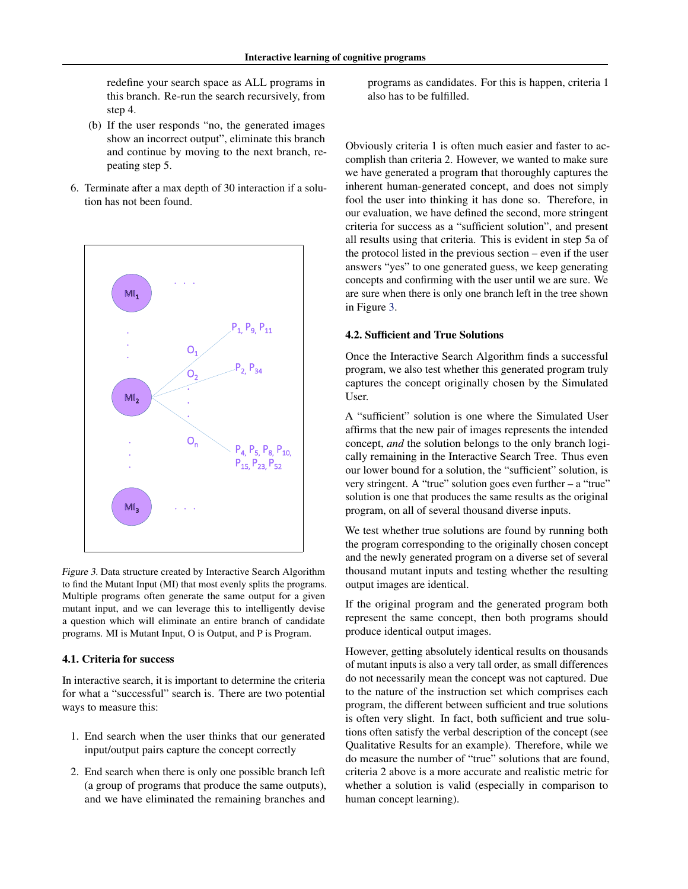redefine your search space as ALL programs in this branch. Re-run the search recursively, from step 4.

(b) If the user responds "no, the generated images show an incorrect output", eliminate this branch and continue by moving to the next branch, repeating step 5.

6. Terminate after a max depth of 30 interaction if a solution has not been found.

*Figure 3.* Data structure created by Interactive Search Algorithm to find the Mutant Input (MI) that most evenly splits the programs. Multiple programs often generate the same output for a given mutant input, and we can leverage this to intelligently devise a question which will eliminate an entire branch of candidate programs. MI is Mutant Input, O is Output, and P is Program.

### 4.1. Criteria for success

In interactive search, it is important to determine the criteria for what a "successful" search is. There are two potential ways to measure this:

1. End search when the user thinks that our generated input/output pairs capture the concept correctly
2. End search when there is only one possible branch left (a group of programs that produce the same outputs), and we have eliminated the remaining branches and programs as candidates. For this is happen, criteria 1 also has to be fulfilled.

Obviously criteria 1 is often much easier and faster to accomplish than criteria 2. However, we wanted to make sure we have generated a program that thoroughly captures the inherent human-generated concept, and does not simply fool the user into thinking it has done so. Therefore, in our evaluation, we have defined the second, more stringent criteria for success as a "sufficient solution", and present all results using that criteria. This is evident in step 5a of the protocol listed in the previous section – even if the user answers "yes" to one generated guess, we keep generating concepts and confirming with the user until we are sure. We are sure when there is only one branch left in the tree shown in Figure 3.

### 4.2. Sufficient and True Solutions

Once the Interactive Search Algorithm finds a successful program, we also test whether this generated program truly captures the concept originally chosen by the Simulated User.

A "sufficient" solution is one where the Simulated User affirms that the new pair of images represents the intended concept, *and* the solution belongs to the only branch logically remaining in the Interactive Search Tree. Thus even our lower bound for a solution, the "sufficient" solution, is very stringent. A "true" solution goes even further – a "true" solution is one that produces the same results as the original program, on all of several thousand diverse inputs.

We test whether true solutions are found by running both the program corresponding to the originally chosen concept and the newly generated program on a diverse set of several thousand mutant inputs and testing whether the resulting output images are identical.

If the original program and the generated program both represent the same concept, then both programs should produce identical output images.

However, getting absolutely identical results on thousands of mutant inputs is also a very tall order, as small differences do not necessarily mean the concept was not captured. Due to the nature of the instruction set which comprises each program, the different between sufficient and true solutions is often very slight. In fact, both sufficient and true solutions often satisfy the verbal description of the concept (see Qualitative Results for an example). Therefore, while we do measure the number of "true" solutions that are found, criteria 2 above is a more accurate and realistic metric for whether a solution is valid (especially in comparison to human concept learning).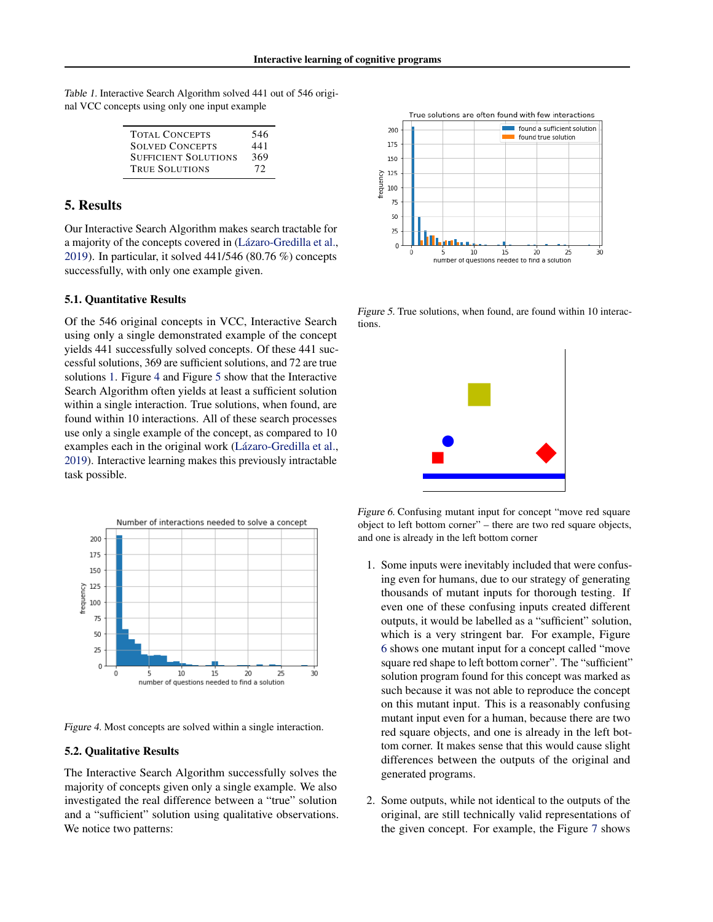Table 1. Interactive Search Algorithm solved 441 out of 546 original VCC concepts using only one input example

| | |
|---|---|
| TOTAL CONCEPTS | 546 |
| SOLVED CONCEPTS | 441 |
| SUFFICIENT SOLUTIONS | 369 |
| TRUE SOLUTIONS | 72 |

## 5. Results

Our Interactive Search Algorithm makes search tractable for a majority of the concepts covered in (Lázaro-Gredilla et al., 2019). In particular, it solved 441/546 (80.76 %) concepts successfully, with only one example given.

### 5.1. Quantitative Results

Of the 546 original concepts in VCC, Interactive Search using only a single demonstrated example of the concept yields 441 successfully solved concepts. Of these 441 successful solutions, 369 are sufficient solutions, and 72 are true solutions 1. Figure 4 and Figure 5 show that the Interactive Search Algorithm often yields at least a sufficient solution within a single interaction. True solutions, when found, are found within 10 interactions. All of these search processes use only a single example of the concept, as compared to 10 examples each in the original work (Lázaro-Gredilla et al., 2019). Interactive learning makes this previously intractable task possible.

Figure 4. Most concepts are solved within a single interaction.

Figure 5. True solutions, when found, are found within 10 interactions.

Figure 6. Confusing mutant input for concept "move red square object to left bottom corner" – there are two red square objects, and one is already in the left bottom corner

### 5.2. Qualitative Results

The Interactive Search Algorithm successfully solves the majority of concepts given only a single example. We also investigated the real difference between a "true" solution and a "sufficient" solution using qualitative observations. We notice two patterns:

1. Some inputs were inevitably included that were confusing even for humans, due to our strategy of generating thousands of mutant inputs for thorough testing. If even one of these confusing inputs created different outputs, it would be labelled as a "sufficient" solution, which is a very stringent bar. For example, Figure 6 shows one mutant input for a concept called "move square red shape to left bottom corner". The "sufficient" solution program found for this concept was marked as such because it was not able to reproduce the concept on this mutant input. This is a reasonably confusing mutant input even for a human, because there are two red square objects, and one is already in the left bottom corner. It makes sense that this would cause slight differences between the outputs of the original and generated programs.

2. Some outputs, while not identical to the outputs of the original, are still technically valid representations of the given concept. For example, the Figure 7 shows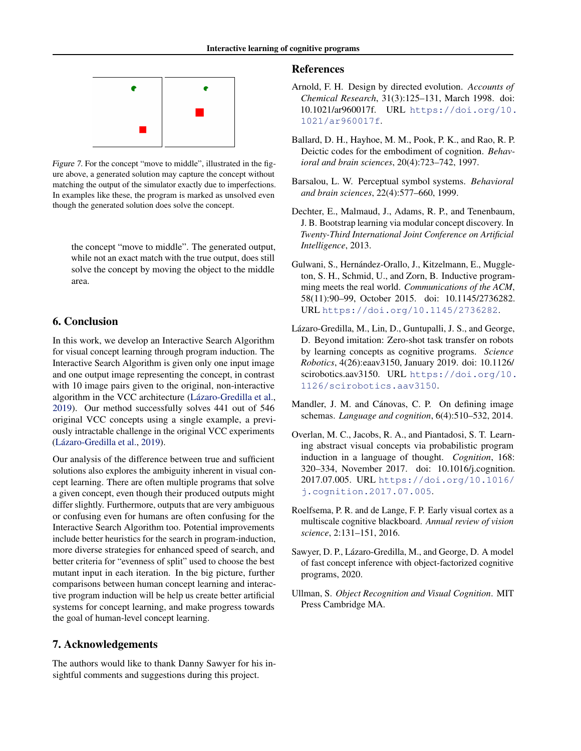*Figure 7.* For the concept "move to middle", illustrated in the figure above, a generated solution may capture the concept without matching the output of the simulator exactly due to imperfections. In examples like these, the program is marked as unsolved even though the generated solution does solve the concept.

the concept "move to middle". The generated output, while not an exact match with the true output, does still solve the concept by moving the object to the middle area.

## 6. Conclusion

In this work, we develop an Interactive Search Algorithm for visual concept learning through program induction. The Interactive Search Algorithm is given only one input image and one output image representing the concept, in contrast with 10 image pairs given to the original, non-interactive algorithm in the VCC architecture (Lázaro-Gredilla et al., 2019). Our method successfully solves 441 out of 546 original VCC concepts using a single example, a previously intractable challenge in the original VCC experiments (Lázaro-Gredilla et al., 2019).

Our analysis of the difference between true and sufficient solutions also explores the ambiguity inherent in visual concept learning. There are often multiple programs that solve a given concept, even though their produced outputs might differ slightly. Furthermore, outputs that are very ambiguous or confusing even for humans are often confusing for the Interactive Search Algorithm too. Potential improvements include better heuristics for the search in program-induction, more diverse strategies for enhanced speed of search, and better criteria for "evenness of split" used to choose the best mutant input in each iteration. In the big picture, further comparisons between human concept learning and interactive program induction will be help us create better artificial systems for concept learning, and make progress towards the goal of human-level concept learning.

## 7. Acknowledgements

The authors would like to thank Danny Sawyer for his insightful comments and suggestions during this project.

## References

Arnold, F. H. Design by directed evolution. *Accounts of Chemical Research*, 31(3):125–131, March 1998. doi: 10.1021/ar960017f. URL https://doi.org/10.1021/ar960017f.

Ballard, D. H., Hayhoe, M. M., Pook, P. K., and Rao, R. P. Deictic codes for the embodiment of cognition. *Behavioral and brain sciences*, 20(4):723–742, 1997.

Barsalou, L. W. Perceptual symbol systems. *Behavioral and brain sciences*, 22(4):577–660, 1999.

Dechter, E., Malmaud, J., Adams, R. P., and Tenenbaum, J. B. Bootstrap learning via modular concept discovery. In *Twenty-Third International Joint Conference on Artificial Intelligence*, 2013.

Gulwani, S., Hernández-Orallo, J., Kitzelmann, E., Muggleton, S. H., Schmid, U., and Zorn, B. Inductive programming meets the real world. *Communications of the ACM*, 58(11):90–99, October 2015. doi: 10.1145/2736282. URL https://doi.org/10.1145/2736282.

Lázaro-Gredilla, M., Lin, D., Guntupalli, J. S., and George, D. Beyond imitation: Zero-shot task transfer on robots by learning concepts as cognitive programs. *Science Robotics*, 4(26):eaav3150, January 2019. doi: 10.1126/scirobotics.aav3150. URL https://doi.org/10.1126/scirobotics.aav3150.

Mandler, J. M. and Cánovas, C. P. On defining image schemas. *Language and cognition*, 6(4):510–532, 2014.

Overlan, M. C., Jacobs, R. A., and Piantadosi, S. T. Learning abstract visual concepts via probabilistic program induction in a language of thought. *Cognition*, 168: 320–334, November 2017. doi: 10.1016/j.cognition.2017.07.005. URL https://doi.org/10.1016/j.cognition.2017.07.005.

Roelfsema, P. R. and de Lange, F. P. Early visual cortex as a multiscale cognitive blackboard. *Annual review of vision science*, 2:131–151, 2016.

Sawyer, D. P., Lázaro-Gredilla, M., and George, D. A model of fast concept inference with object-factorized cognitive programs, 2020.

Ullman, S. *Object Recognition and Visual Cognition*. MIT Press Cambridge MA.